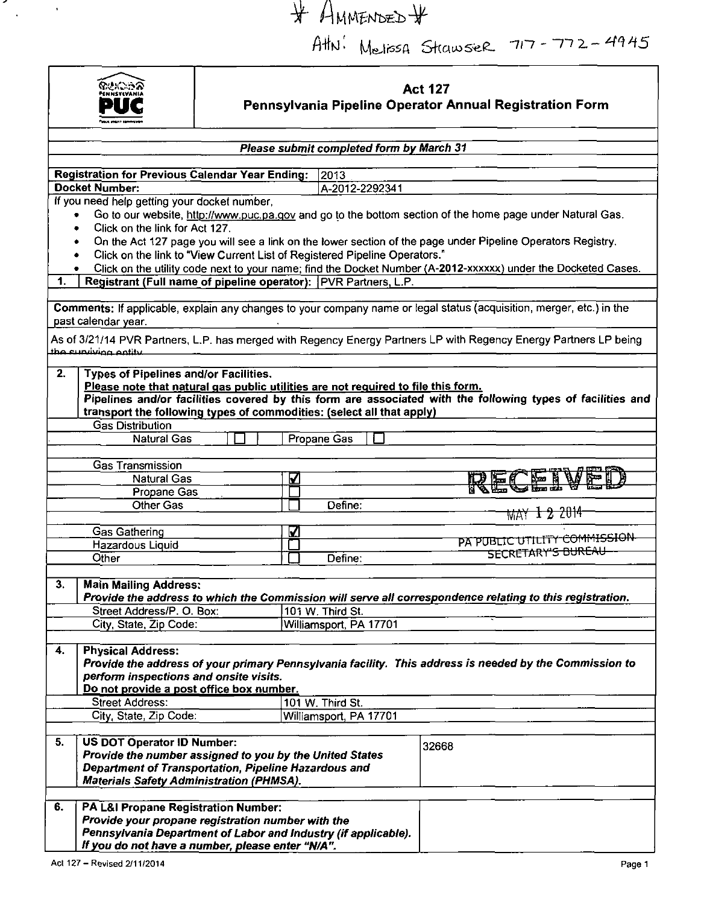\* AMMENDED \*

ATTN: Melissa Strawser 717-772-4945

# Act 127
## Pennsylvania Pipeline Operator Annual Registration Form

***Please submit completed form by March 31***

| | |
|---|---|
| **Registration for Previous Calendar Year Ending:** | 2013 |
| **Docket Number:** | A-2012-2292341 |

If you need help getting your docket number,

- Go to our website, http://www.puc.pa.gov and go to the bottom section of the home page under Natural Gas.
- Click on the link for Act 127.
- On the Act 127 page you will see a link on the lower section of the page under Pipeline Operators Registry.
- Click on the link to "View Current List of Registered Pipeline Operators."
- Click on the utility code next to your name; find the Docket Number (A-**2012**-xxxxxx) under the Docketed Cases.

| | | |
|---|---|---|
| **1.** | **Registrant (Full name of pipeline operator):** | PVR Partners, L.P. |

**Comments:** If applicable, explain any changes to your company name or legal status (acquisition, merger, etc.) in the past calendar year.

As of 3/21/14 PVR Partners, L.P. has merged with Regency Energy Partners LP with Regency Energy Partners LP being the surviving entity.

**2. Types of Pipelines and/or Facilities.**

**Please note that natural gas public utilities are not required to file this form.**

**Pipelines and/or facilities covered by this form are associated with the following types of facilities and transport the following types of commodities: (select all that apply)**

Gas Distribution

| | | | |
|---|---|---|---|
| Natural Gas | ☐ | Propane Gas | ☐ |

Gas Transmission

| | | |
|---|---|---|
| Natural Gas | ☑ | |
| Propane Gas | ☐ | |
| Other Gas | ☐ | Define: |

| | | |
|---|---|---|
| Gas Gathering | ☑ | |
| Hazardous Liquid | ☐ | |
| Other | ☐ | Define: |

RECEIVED
MAY 12 2014
PA PUBLIC UTILITY COMMISSION
SECRETARY'S BUREAU

**3. Main Mailing Address:**

***Provide the address to which the Commission will serve all correspondence relating to this registration.***

| | |
|---|---|
| Street Address/P. O. Box: | 101 W. Third St. |
| City, State, Zip Code: | Williamsport, PA 17701 |

**4. Physical Address:**

***Provide the address of your primary Pennsylvania facility. This address is needed by the Commission to perform inspections and onsite visits.***

***Do not provide a post office box number.***

| | |
|---|---|
| Street Address: | 101 W. Third St. |
| City, State, Zip Code: | Williamsport, PA 17701 |

| | | |
|---|---|---|
| **5.** | **US DOT Operator ID Number:** *Provide the number assigned to you by the United States Department of Transportation, Pipeline Hazardous and Materials Safety Administration (PHMSA).* | 32668 |
| **6.** | **PA L&I Propane Registration Number:** *Provide your propane registration number with the Pennsylvania Department of Labor and Industry (if applicable). If you do not have a number, please enter "N/A".* | |

Act 127 – Revised 2/11/2014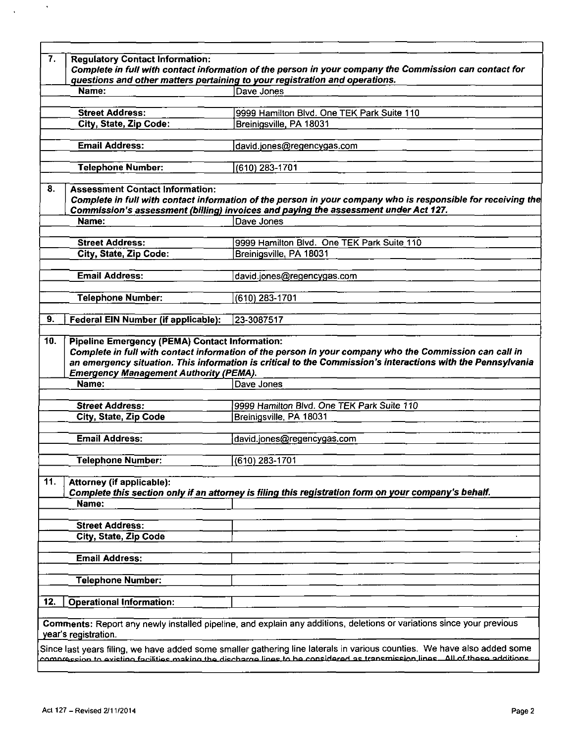| | | |
|---|---|---|
| **7.** | **Regulatory Contact Information:** *Complete in full with contact information of the person in your company the Commission can contact for questions and other matters pertaining to your registration and operations.* | |
| | **Name:** | Dave Jones |
| | **Street Address:** | 9999 Hamilton Blvd. One TEK Park Suite 110 |
| | **City, State, Zip Code:** | Breinigsville, PA 18031 |
| | **Email Address:** | david.jones@regencygas.com |
| | **Telephone Number:** | (610) 283-1701 |
| **8.** | **Assessment Contact Information:** *Complete in full with contact information of the person in your company who is responsible for receiving the Commission's assessment (billing) invoices and paying the assessment under Act 127.* | |
| | **Name:** | Dave Jones |
| | **Street Address:** | 9999 Hamilton Blvd. One TEK Park Suite 110 |
| | **City, State, Zip Code:** | Breinigsville, PA 18031 |
| | **Email Address:** | david.jones@regencygas.com |
| | **Telephone Number:** | (610) 283-1701 |
| **9.** | **Federal EIN Number (if applicable):** | 23-3087517 |
| **10.** | **Pipeline Emergency (PEMA) Contact Information:** *Complete in full with contact information of the person in your company who the Commission can call in an emergency situation. This information is critical to the Commission's interactions with the Pennsylvania Emergency Management Authority (PEMA).* | |
| | **Name:** | Dave Jones |
| | **Street Address:** | 9999 Hamilton Blvd. One TEK Park Suite 110 |
| | **City, State, Zip Code** | Breinigsville, PA 18031 |
| | **Email Address:** | david.jones@regencygas.com |
| | **Telephone Number:** | (610) 283-1701 |
| **11.** | **Attorney (if applicable):** *Complete this section only if an attorney is filing this registration form on your company's behalf.* | |
| | **Name:** | |
| | **Street Address:** | |
| | **City, State, Zip Code** | |
| | **Email Address:** | |
| | **Telephone Number:** | |
| **12.** | **Operational Information:** | |

**Comments:** Report any newly installed pipeline, and explain any additions, deletions or variations since your previous year's registration.

Since last years filing, we have added some smaller gathering line laterals in various counties. We have also added some compression to existing facilities making the discharge lines to be considered as transmission lines. All of these additions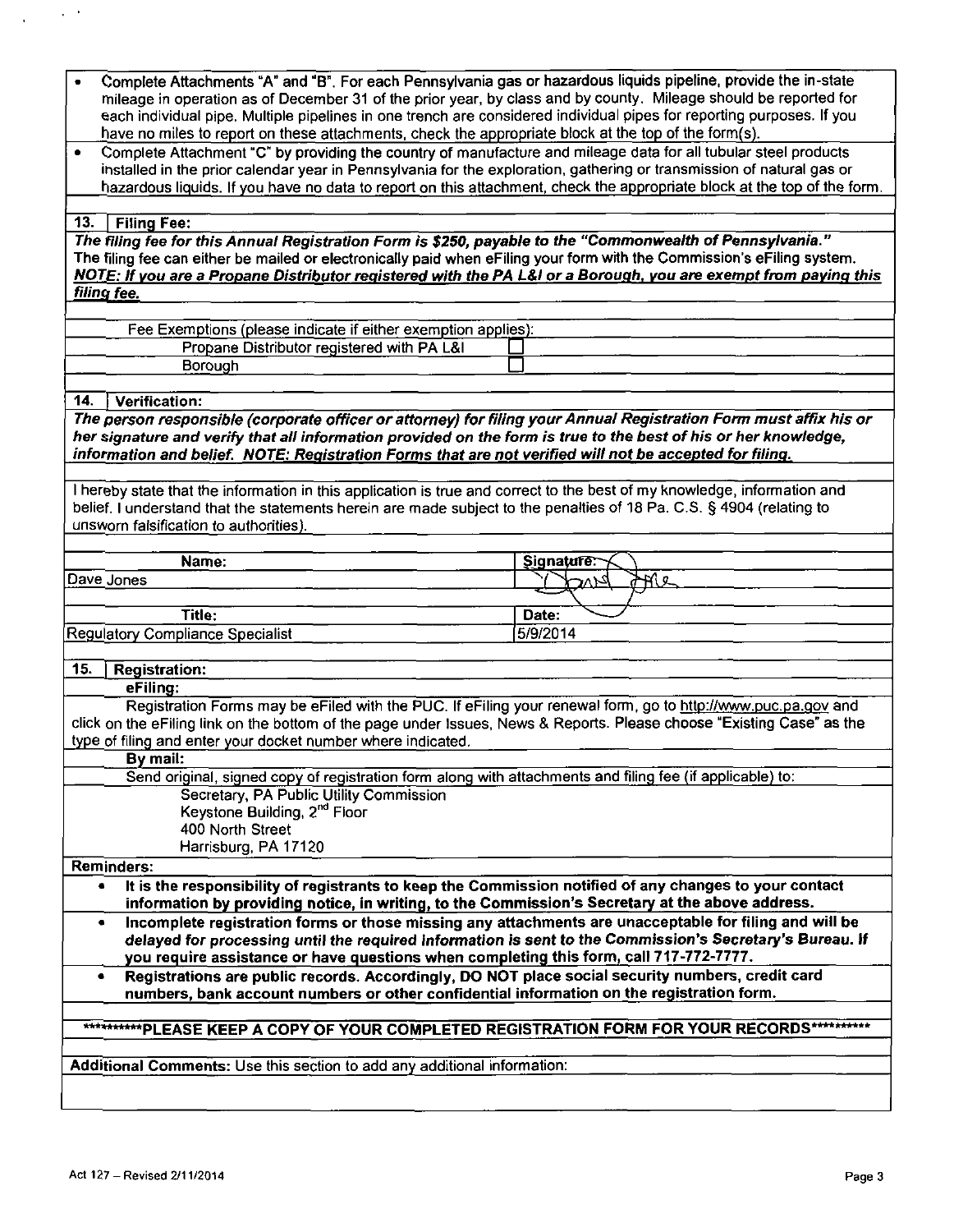- Complete Attachments "A" and "B". For each Pennsylvania gas or hazardous liquids pipeline, provide the in-state mileage in operation as of December 31 of the prior year, by class and by county. Mileage should be reported for each individual pipe. Multiple pipelines in one trench are considered individual pipes for reporting purposes. If you have no miles to report on these attachments, check the appropriate block at the top of the form(s).
- Complete Attachment "C" by providing the country of manufacture and mileage data for all tubular steel products installed in the prior calendar year in Pennsylvania for the exploration, gathering or transmission of natural gas or hazardous liquids. If you have no data to report on this attachment, check the appropriate block at the top of the form.

## 13. Filing Fee:

***The filing fee for this Annual Registration Form is $250, payable to the "Commonwealth of Pennsylvania."***
The filing fee can either be mailed or electronically paid when eFiling your form with the Commission's eFiling system.
***NOTE: If you are a Propane Distributor registered with the PA L&I or a Borough, you are exempt from paying this filing fee.***

Fee Exemptions (please indicate if either exemption applies):

| | |
|---|---|
| Propane Distributor registered with PA L&I | ☐ |
| Borough | ☐ |

## 14. Verification:

***The person responsible (corporate officer or attorney) for filing your Annual Registration Form must affix his or her signature and verify that all information provided on the form is true to the best of his or her knowledge, information and belief. NOTE: Registration Forms that are not verified will not be accepted for filing.***

I hereby state that the information in this application is true and correct to the best of my knowledge, information and belief. I understand that the statements herein are made subject to the penalties of 18 Pa. C.S. § 4904 (relating to unsworn falsification to authorities).

| Name: | Signature: |
|---|---|
| Dave Jones | [signature] |
| **Title:** | **Date:** |
| Regulatory Compliance Specialist | 5/9/2014 |

## 15. Registration:

**eFiling:**

Registration Forms may be eFiled with the PUC. If eFiling your renewal form, go to http://www.puc.pa.gov and click on the eFiling link on the bottom of the page under Issues, News & Reports. Please choose "Existing Case" as the type of filing and enter your docket number where indicated.

**By mail:**

Send original, signed copy of registration form along with attachments and filing fee (if applicable) to:

Secretary, PA Public Utility Commission
Keystone Building, 2nd Floor
400 North Street
Harrisburg, PA 17120

**Reminders:**

- **It is the responsibility of registrants to keep the Commission notified of any changes to your contact information by providing notice, in writing, to the Commission's Secretary at the above address.**
- **Incomplete registration forms or those missing any attachments are unacceptable for filing and will be *delayed for processing until the required information is sent to the Commission's Secretary's Bureau.* If you require assistance or have questions when completing this form, call 717-772-7777.**
- **Registrations are public records. Accordingly, DO NOT place social security numbers, credit card numbers, bank account numbers or other confidential information on the registration form.**

**\*\*\*\*\*\*\*\*\*\*PLEASE KEEP A COPY OF YOUR COMPLETED REGISTRATION FORM FOR YOUR RECORDS\*\*\*\*\*\*\*\*\*\***

**Additional Comments:** Use this section to add any additional information: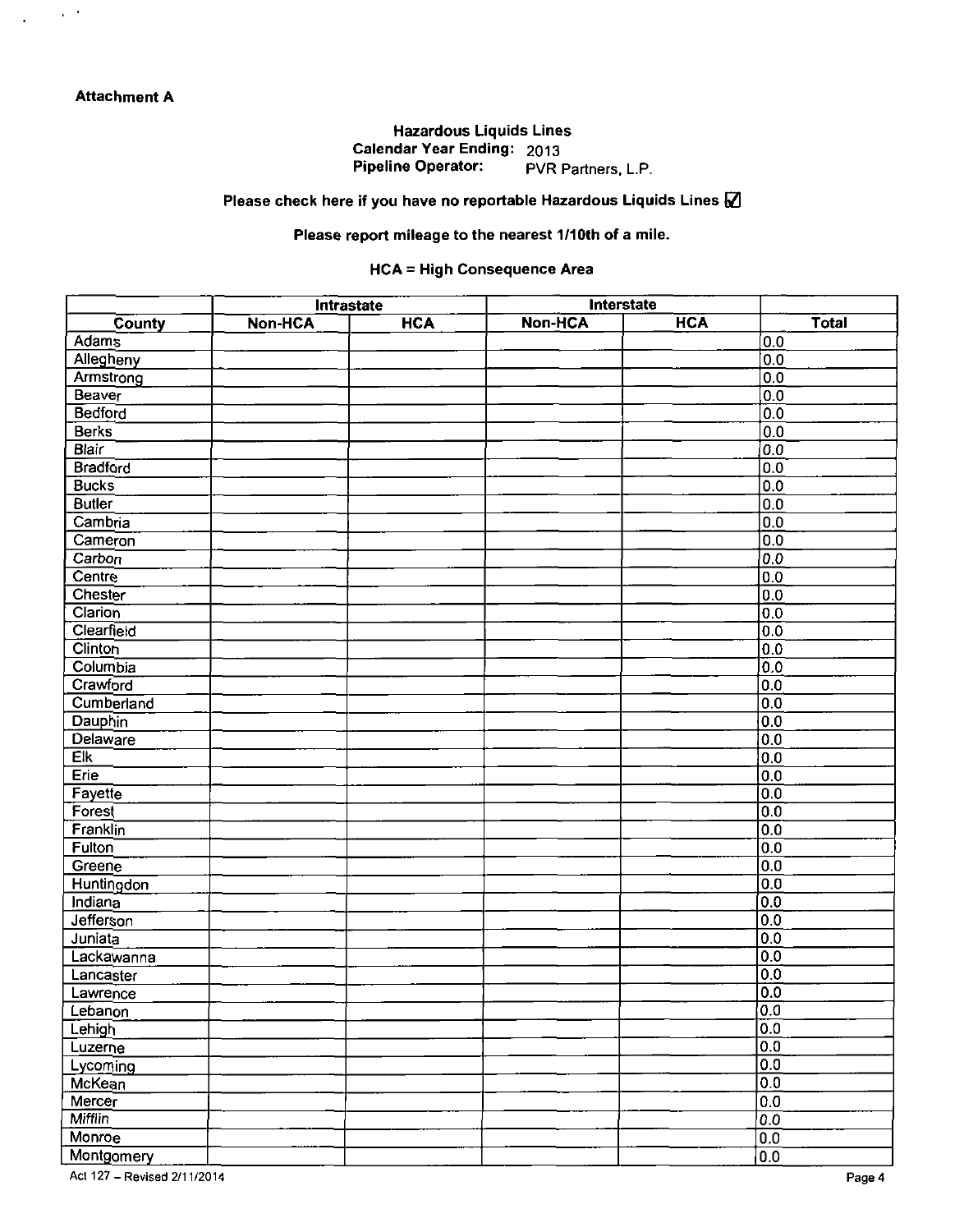**Attachment A**

**Hazardous Liquids Lines**
**Calendar Year Ending:** 2013
**Pipeline Operator:** PVR Partners, L.P.

**Please check here if you have no reportable Hazardous Liquids Lines ☑**

**Please report mileage to the nearest 1/10th of a mile.**

**HCA = High Consequence Area**

| | Intrastate | | Interstate | | |
|---|---|---|---|---|---|
| **County** | **Non-HCA** | **HCA** | **Non-HCA** | **HCA** | **Total** |
| Adams | | | | | 0.0 |
| Allegheny | | | | | 0.0 |
| Armstrong | | | | | 0.0 |
| Beaver | | | | | 0.0 |
| Bedford | | | | | 0.0 |
| Berks | | | | | 0.0 |
| Blair | | | | | 0.0 |
| Bradford | | | | | 0.0 |
| Bucks | | | | | 0.0 |
| Butler | | | | | 0.0 |
| Cambria | | | | | 0.0 |
| Cameron | | | | | 0.0 |
| Carbon | | | | | 0.0 |
| Centre | | | | | 0.0 |
| Chester | | | | | 0.0 |
| Clarion | | | | | 0.0 |
| Clearfield | | | | | 0.0 |
| Clinton | | | | | 0.0 |
| Columbia | | | | | 0.0 |
| Crawford | | | | | 0.0 |
| Cumberland | | | | | 0.0 |
| Dauphin | | | | | 0.0 |
| Delaware | | | | | 0.0 |
| Elk | | | | | 0.0 |
| Erie | | | | | 0.0 |
| Fayette | | | | | 0.0 |
| Forest | | | | | 0.0 |
| Franklin | | | | | 0.0 |
| Fulton | | | | | 0.0 |
| Greene | | | | | 0.0 |
| Huntingdon | | | | | 0.0 |
| Indiana | | | | | 0.0 |
| Jefferson | | | | | 0.0 |
| Juniata | | | | | 0.0 |
| Lackawanna | | | | | 0.0 |
| Lancaster | | | | | 0.0 |
| Lawrence | | | | | 0.0 |
| Lebanon | | | | | 0.0 |
| Lehigh | | | | | 0.0 |
| Luzerne | | | | | 0.0 |
| Lycoming | | | | | 0.0 |
| McKean | | | | | 0.0 |
| Mercer | | | | | 0.0 |
| Mifflin | | | | | 0.0 |
| Monroe | | | | | 0.0 |
| Montgomery | | | | | 0.0 |

Act 127 – Revised 2/11/2014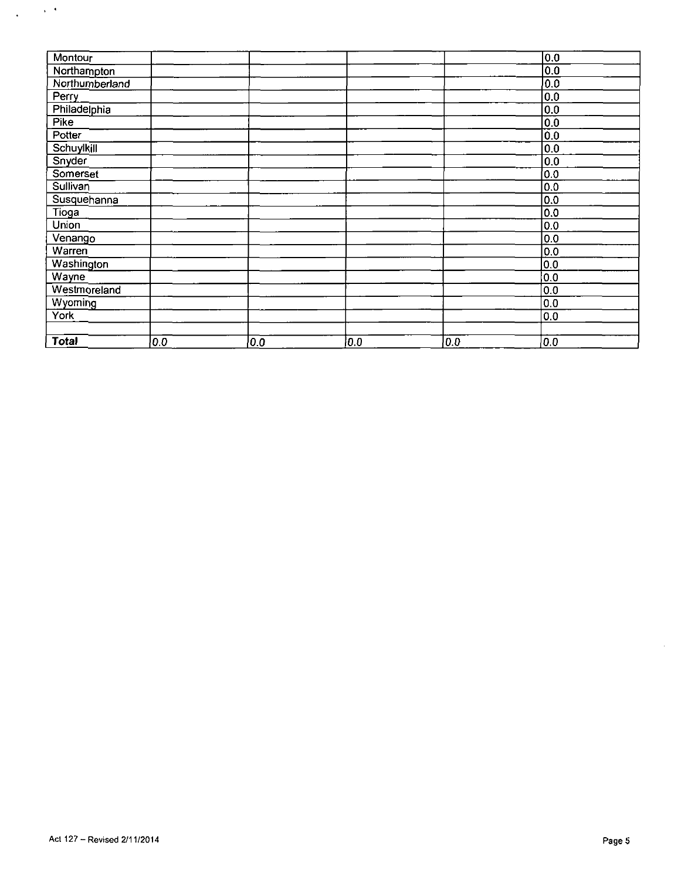| Montour | | | | | 0.0 |
|---|---|---|---|---|---|
| Northampton | | | | | 0.0 |
| Northumberland | | | | | 0.0 |
| Perry | | | | | 0.0 |
| Philadelphia | | | | | 0.0 |
| Pike | | | | | 0.0 |
| Potter | | | | | 0.0 |
| Schuylkill | | | | | 0.0 |
| Snyder | | | | | 0.0 |
| Somerset | | | | | 0.0 |
| Sullivan | | | | | 0.0 |
| Susquehanna | | | | | 0.0 |
| Tioga | | | | | 0.0 |
| Union | | | | | 0.0 |
| Venango | | | | | 0.0 |
| Warren | | | | | 0.0 |
| Washington | | | | | 0.0 |
| Wayne | | | | | 0.0 |
| Westmoreland | | | | | 0.0 |
| Wyoming | | | | | 0.0 |
| York | | | | | 0.0 |
| | | | | | |
| **Total** | *0.0* | *0.0* | *0.0* | *0.0* | *0.0* |

Act 127 – Revised 2/11/2014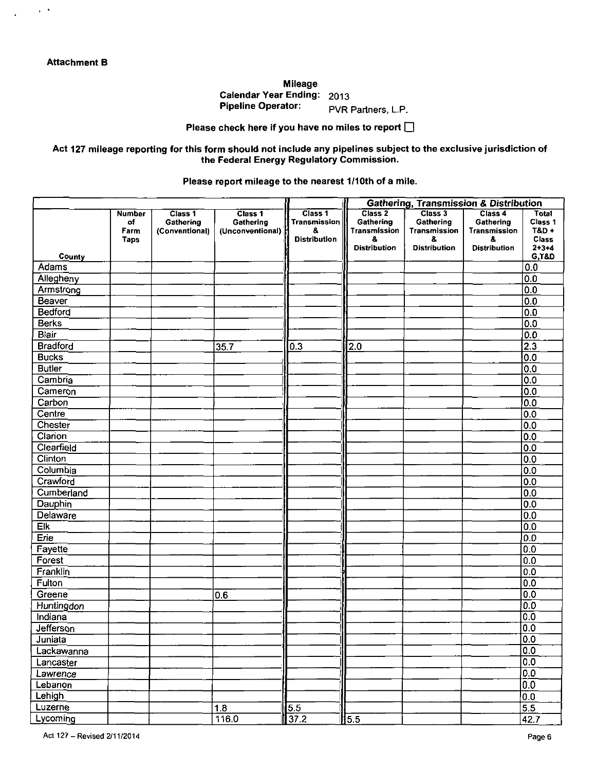**Attachment B**

**Mileage**
**Calendar Year Ending:** 2013
**Pipeline Operator:** PVR Partners, L.P.

**Please check here if you have no miles to report** ☐

**Act 127 mileage reporting for this form should not include any pipelines subject to the exclusive jurisdiction of the Federal Energy Regulatory Commission.**

**Please report mileage to the nearest 1/10th of a mile.**

| | | | | | Gathering, Transmission & Distribution | | | |
|---|---|---|---|---|---|---|---|---|
| County | Number of Farm Taps | Class 1 Gathering (Conventional) | Class 1 Gathering (Unconventional) | Class 1 Transmission & Distribution | Class 2 Gathering Transmission & Distribution | Class 3 Gathering Transmission & Distribution | Class 4 Gathering Transmission & Distribution | Total Class 1 T&D + Class 2+3+4 G,T&D |
| Adams | | | | | | | | 0.0 |
| Allegheny | | | | | | | | 0.0 |
| Armstrong | | | | | | | | 0.0 |
| Beaver | | | | | | | | 0.0 |
| Bedford | | | | | | | | 0.0 |
| Berks | | | | | | | | 0.0 |
| Blair | | | | | | | | 0.0 |
| Bradford | | | 35.7 | 0.3 | 2.0 | | | 2.3 |
| Bucks | | | | | | | | 0.0 |
| Butler | | | | | | | | 0.0 |
| Cambria | | | | | | | | 0.0 |
| Cameron | | | | | | | | 0.0 |
| Carbon | | | | | | | | 0.0 |
| Centre | | | | | | | | 0.0 |
| Chester | | | | | | | | 0.0 |
| Clarion | | | | | | | | 0.0 |
| Clearfield | | | | | | | | 0.0 |
| Clinton | | | | | | | | 0.0 |
| Columbia | | | | | | | | 0.0 |
| Crawford | | | | | | | | 0.0 |
| Cumberland | | | | | | | | 0.0 |
| Dauphin | | | | | | | | 0.0 |
| Delaware | | | | | | | | 0.0 |
| Elk | | | | | | | | 0.0 |
| Erie | | | | | | | | 0.0 |
| Fayette | | | | | | | | 0.0 |
| Forest | | | | | | | | 0.0 |
| Franklin | | | | | | | | 0.0 |
| Fulton | | | | | | | | 0.0 |
| Greene | | | 0.6 | | | | | 0.0 |
| Huntingdon | | | | | | | | 0.0 |
| Indiana | | | | | | | | 0.0 |
| Jefferson | | | | | | | | 0.0 |
| Juniata | | | | | | | | 0.0 |
| Lackawanna | | | | | | | | 0.0 |
| Lancaster | | | | | | | | 0.0 |
| Lawrence | | | | | | | | 0.0 |
| Lebanon | | | | | | | | 0.0 |
| Lehigh | | | | | | | | 0.0 |
| Luzerne | | | 1.8 | 5.5 | | | | 5.5 |
| Lycoming | | | 116.0 | 37.2 | 5.5 | | | 42.7 |

Act 127 – Revised 2/11/2014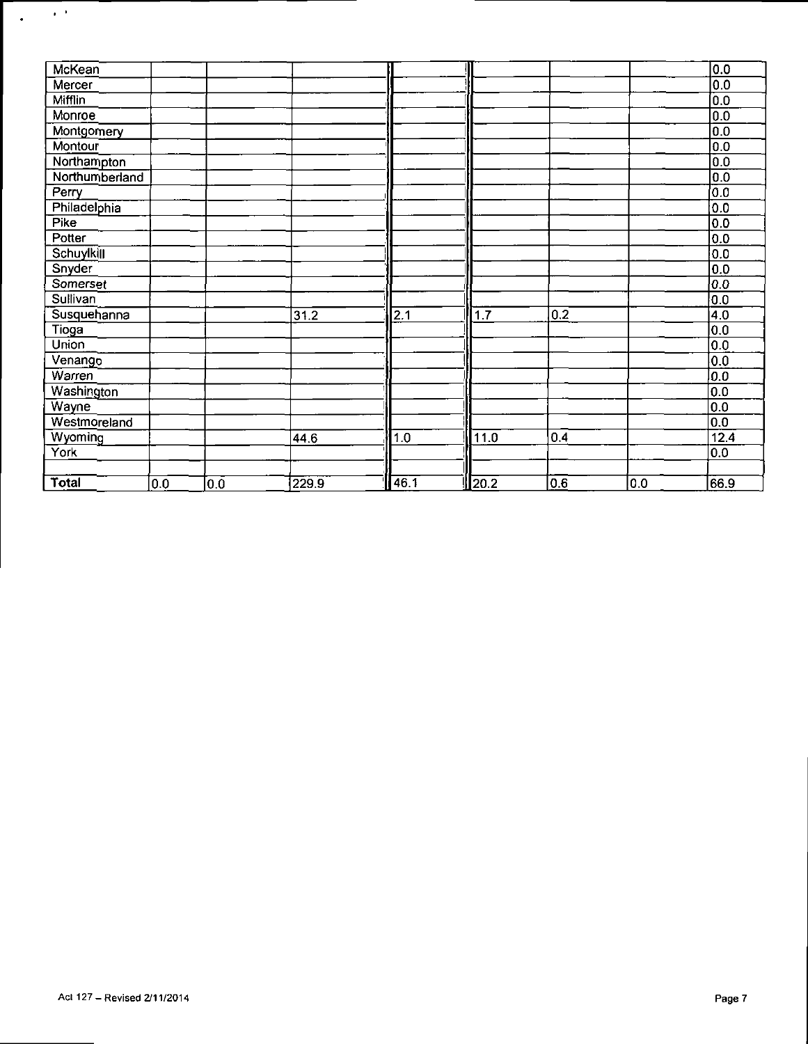| | | | | | | | | |
|---|---|---|---|---|---|---|---|---|
| McKean | | | | | | | | 0.0 |
| Mercer | | | | | | | | 0.0 |
| Mifflin | | | | | | | | 0.0 |
| Monroe | | | | | | | | 0.0 |
| Montgomery | | | | | | | | 0.0 |
| Montour | | | | | | | | 0.0 |
| Northampton | | | | | | | | 0.0 |
| Northumberland | | | | | | | | 0.0 |
| Perry | | | | | | | | 0.0 |
| Philadelphia | | | | | | | | 0.0 |
| Pike | | | | | | | | 0.0 |
| Potter | | | | | | | | 0.0 |
| Schuylkill | | | | | | | | 0.0 |
| Snyder | | | | | | | | 0.0 |
| Somerset | | | | | | | | 0.0 |
| Sullivan | | | | | | | | 0.0 |
| Susquehanna | | | 31.2 | 2.1 | 1.7 | 0.2 | | 4.0 |
| Tioga | | | | | | | | 0.0 |
| Union | | | | | | | | 0.0 |
| Venango | | | | | | | | 0.0 |
| Warren | | | | | | | | 0.0 |
| Washington | | | | | | | | 0.0 |
| Wayne | | | | | | | | 0.0 |
| Westmoreland | | | | | | | | 0.0 |
| Wyoming | | | 44.6 | 1.0 | 11.0 | 0.4 | | 12.4 |
| York | | | | | | | | 0.0 |
| | | | | | | | | |
| **Total** | 0.0 | 0.0 | 229.9 | 46.1 | 20.2 | 0.6 | 0.0 | 66.9 |

Act 127 – Revised 2/11/2014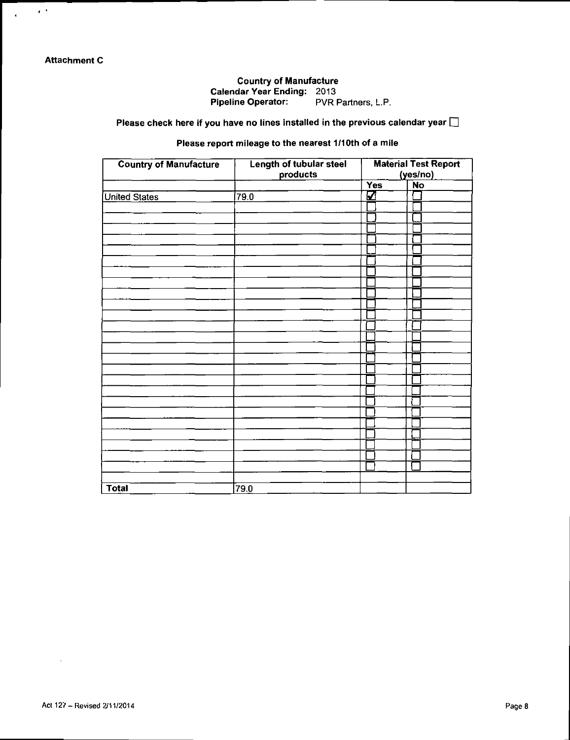**Attachment C**

**Country of Manufacture**
**Calendar Year Ending:** 2013
**Pipeline Operator:** PVR Partners, L.P.

**Please check here if you have no lines installed in the previous calendar year ☐**

**Please report mileage to the nearest 1/10th of a mile**

| Country of Manufacture | Length of tubular steel products | Material Test Report (yes/no) | |
|---|---|---|---|
| | | Yes | No |
| United States | 79.0 | ☑ | ☐ |
| | | ☐ | ☐ |
| | | ☐ | ☐ |
| | | ☐ | ☐ |
| | | ☐ | ☐ |
| | | ☐ | ☐ |
| | | ☐ | ☐ |
| | | ☐ | ☐ |
| | | ☐ | ☐ |
| | | ☐ | ☐ |
| | | ☐ | ☐ |
| | | ☐ | ☐ |
| | | ☐ | ☐ |
| | | ☐ | ☐ |
| | | ☐ | ☐ |
| | | ☐ | ☐ |
| | | ☐ | ☐ |
| | | ☐ | ☐ |
| | | ☐ | ☐ |
| | | ☐ | ☐ |
| | | ☐ | ☐ |
| | | ☐ | ☐ |
| | | ☐ | ☐ |
| | | ☐ | ☐ |
| | | ☐ | ☐ |
| | | ☐ | ☐ |
| | | | |
| **Total** | 79.0 | | |

Act 127 – Revised 2/11/2014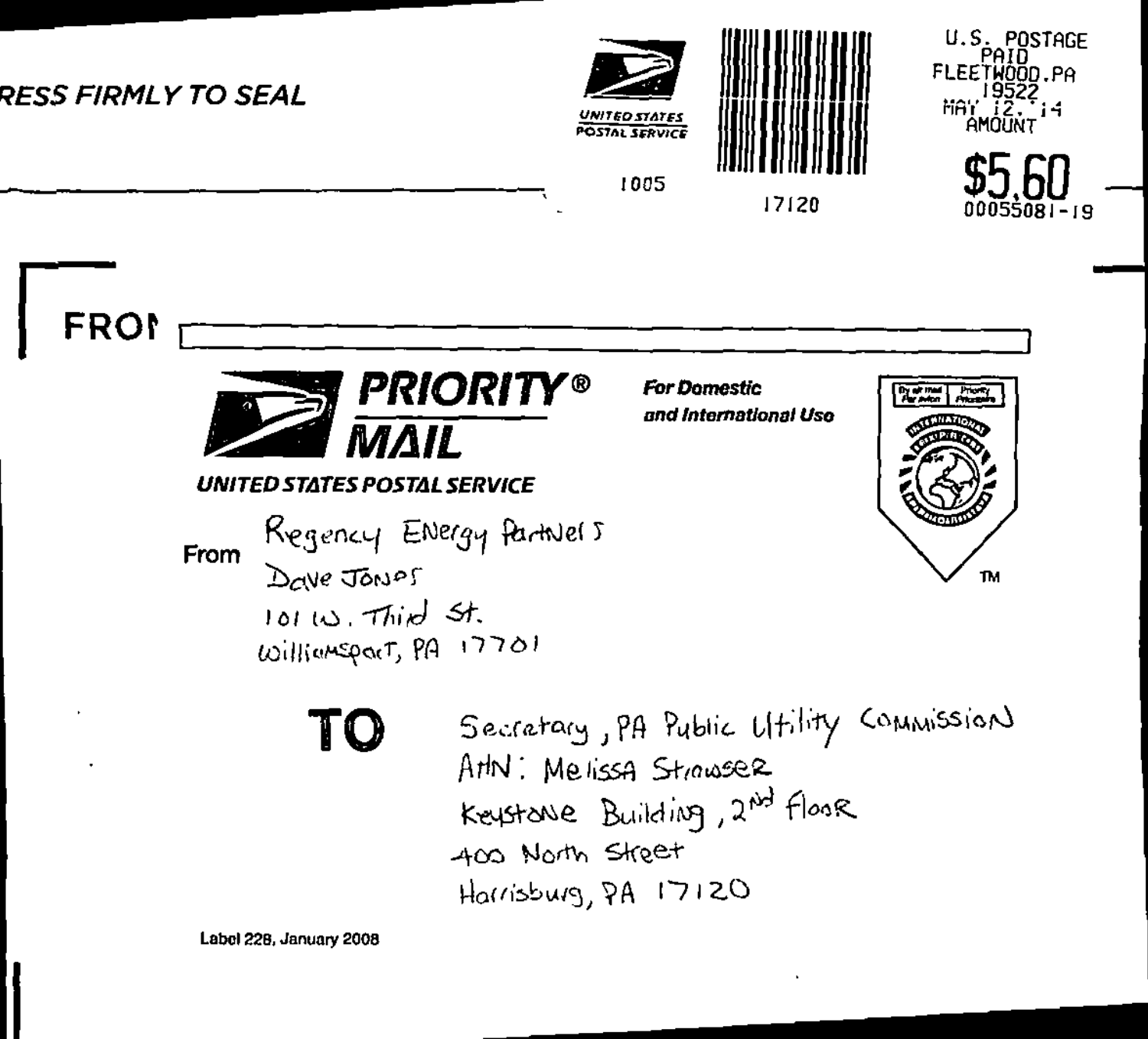RESS FIRMLY TO SEAL

UNITED STATES POSTAL SERVICE

1005

17120

U.S. POSTAGE
PAID
FLEETWOOD, PA
19522
MAY 12, '14
AMOUNT

$5.60
00055081-19

FROM

# PRIORITY® MAIL

UNITED STATES POSTAL SERVICE

For Domestic and International Use

From Regency Energy Partners
Dave Jones
101 W. Third St.
Williamsport, PA 17701

TO Secretary, PA Public Utility Commission
Attn: Melissa Strawser
Keystone Building, 2nd Floor
400 North Street
Harrisburg, PA 17120

Label 228, January 2008